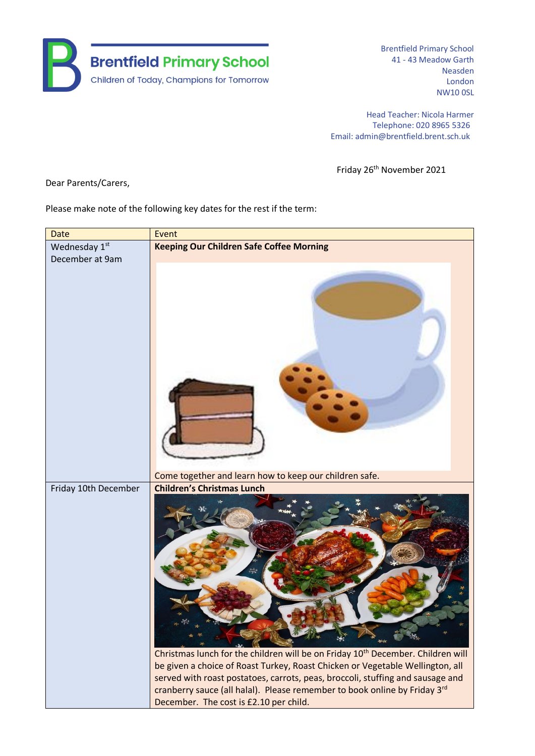# Brentfield Primary School

Children of Today, Champions for Tomorrow

Brentfield Primary School
41 - 43 Meadow Garth
Neasden
London
NW10 0SL

Head Teacher: Nicola Harmer
Telephone: 020 8965 5326
Email: admin@brentfield.brent.sch.uk

Friday 26th November 2021

Dear Parents/Carers,

Please make note of the following key dates for the rest if the term:

| Date | Event |
| --- | --- |
| Wednesday 1st December at 9am | **Keeping Our Children Safe Coffee Morning**<br><br>Come together and learn how to keep our children safe. |
| Friday 10th December | **Children's Christmas Lunch**<br><br>Christmas lunch for the children will be on Friday 10th December. Children will be given a choice of Roast Turkey, Roast Chicken or Vegetable Wellington, all served with roast postatoes, carrots, peas, broccoli, stuffing and sausage and cranberry sauce (all halal). Please remember to book online by Friday 3rd December. The cost is £2.10 per child. |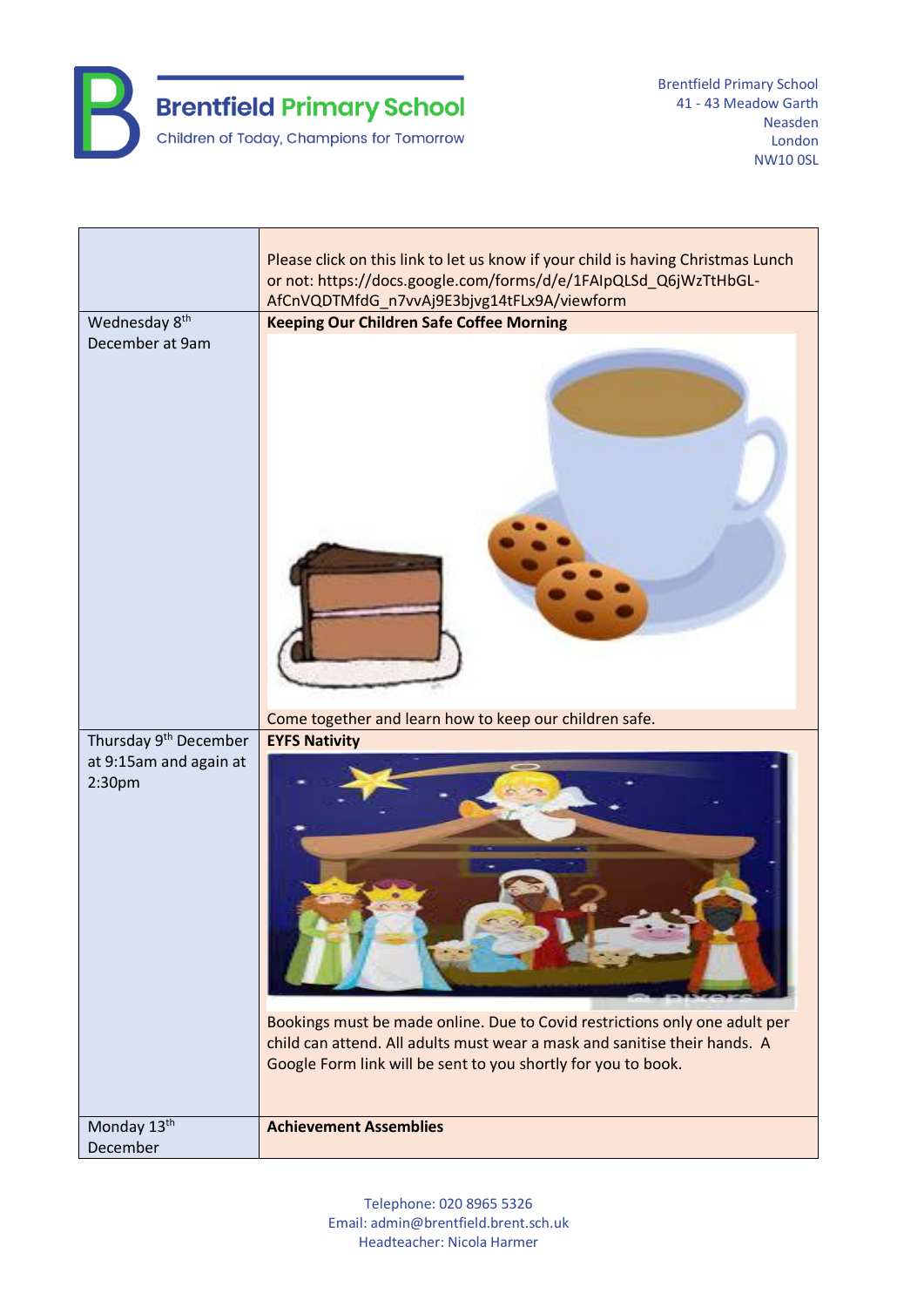| | |
|---|---|
| | Please click on this link to let us know if your child is having Christmas Lunch or not: https://docs.google.com/forms/d/e/1FAIpQLSd_Q6jWzTtHbGL-AfCnVQDTMfdG_n7vvAj9E3bjvg14tFLx9A/viewform |
| Wednesday 8th December at 9am | **Keeping Our Children Safe Coffee Morning**<br><br>Come together and learn how to keep our children safe. |
| Thursday 9th December at 9:15am and again at 2:30pm | **EYFS Nativity**<br><br>Bookings must be made online. Due to Covid restrictions only one adult per child can attend. All adults must wear a mask and sanitise their hands. A Google Form link will be sent to you shortly for you to book. |
| Monday 13th December | **Achievement Assemblies** |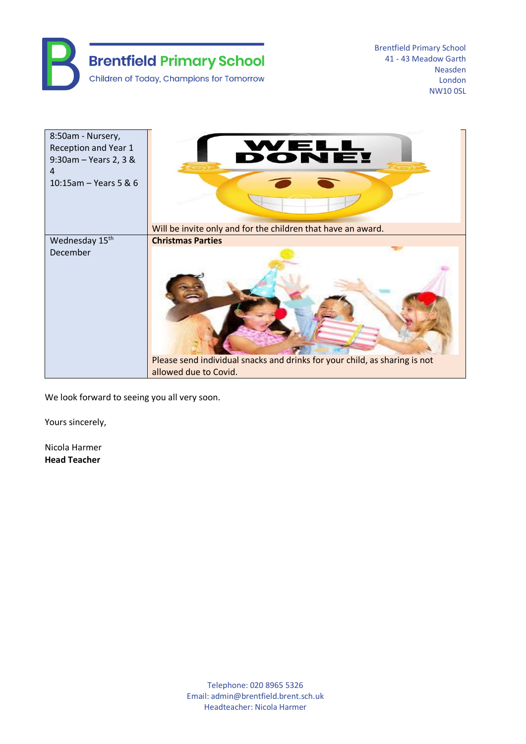| | |
|---|---|
| 8:50am - Nursery, Reception and Year 1<br>9:30am – Years 2, 3 & 4<br>10:15am – Years 5 & 6 | Will be invite only and for the children that have an award. |
| Wednesday 15th December | **Christmas Parties**<br>Please send individual snacks and drinks for your child, as sharing is not allowed due to Covid. |

We look forward to seeing you all very soon.

Yours sincerely,

Nicola Harmer
**Head Teacher**